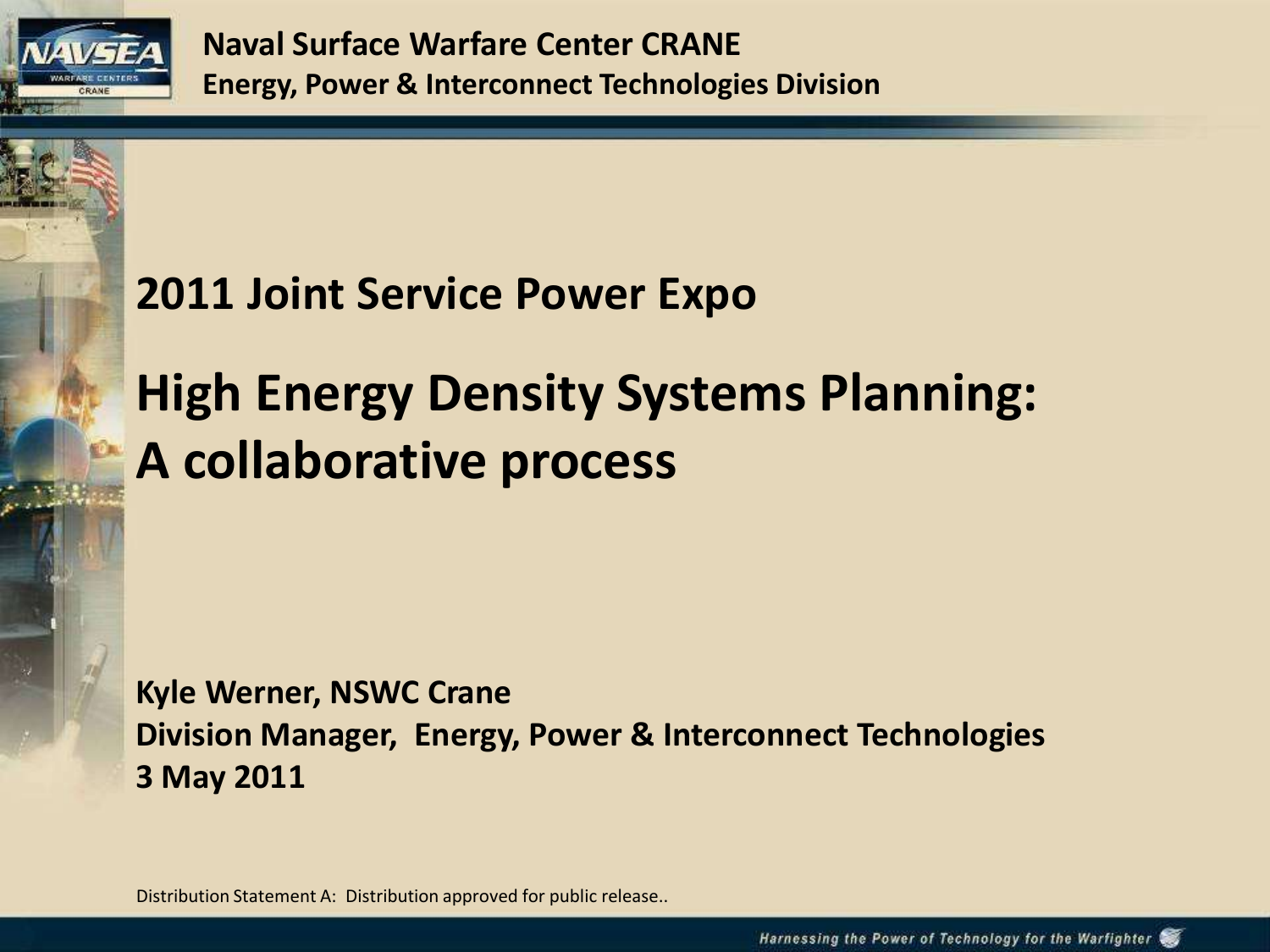Naval Surface Warfare Center CRANE

Energy, Power & Interconnect Technologies Division

## 2011 Joint Service Power Expo

# High Energy Density Systems Planning: A collaborative process

**Kyle Werner, NSWC Crane**
**Division Manager, Energy, Power & Interconnect Technologies**
**3 May 2011**

Distribution Statement A: Distribution approved for public release..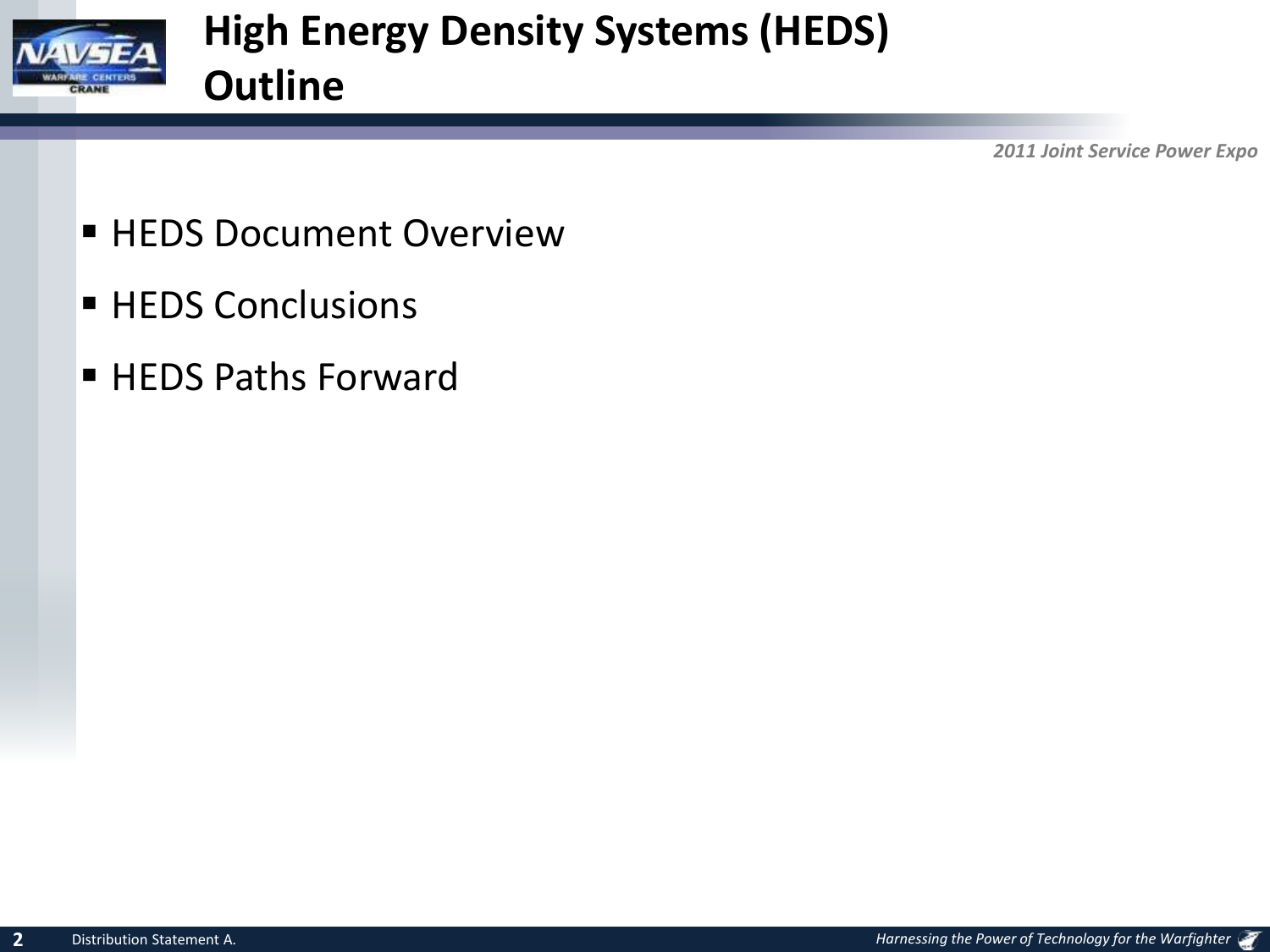# High Energy Density Systems (HEDS) Outline

- HEDS Document Overview
- HEDS Conclusions
- HEDS Paths Forward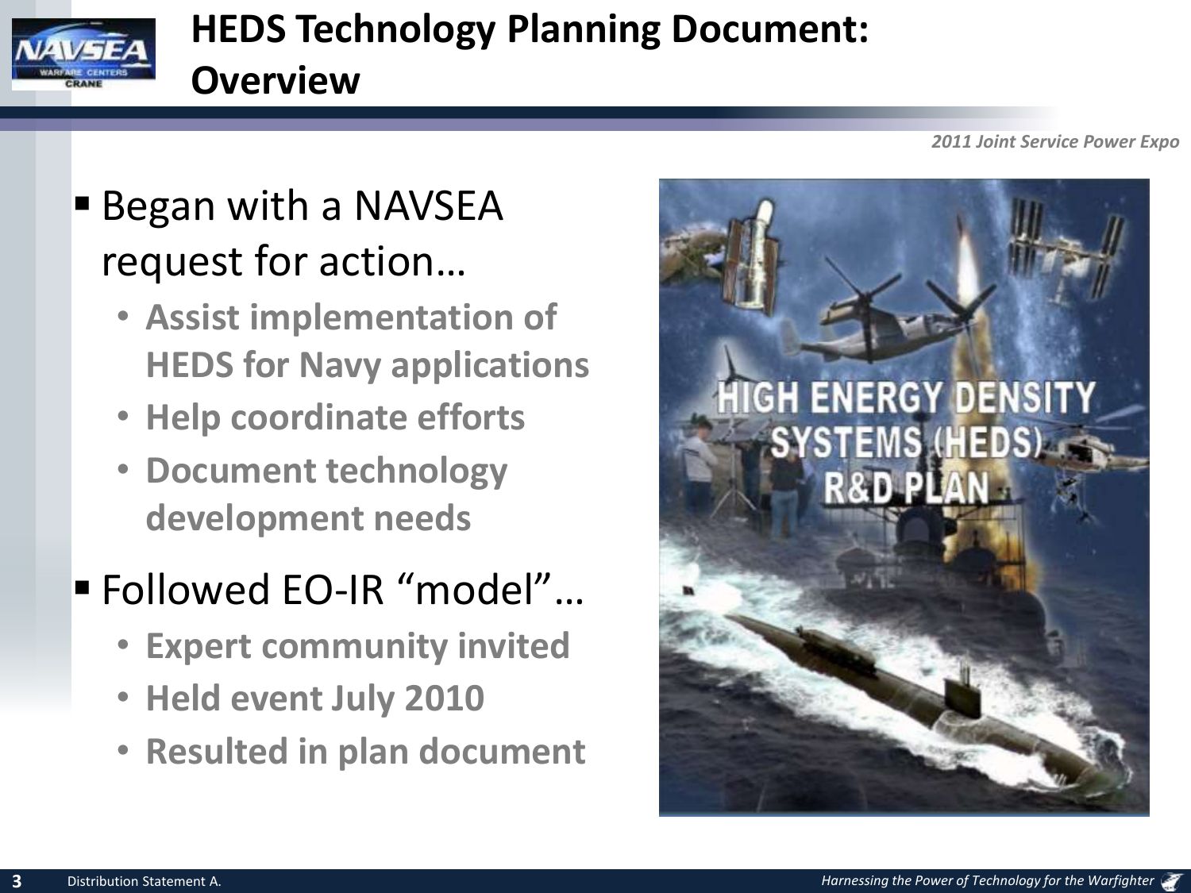# HEDS Technology Planning Document: Overview

- Began with a NAVSEA request for action…
  - **Assist implementation of HEDS for Navy applications**
  - **Help coordinate efforts**
  - **Document technology development needs**
- Followed EO-IR "model"…
  - **Expert community invited**
  - **Held event July 2010**
  - **Resulted in plan document**

Distribution Statement A.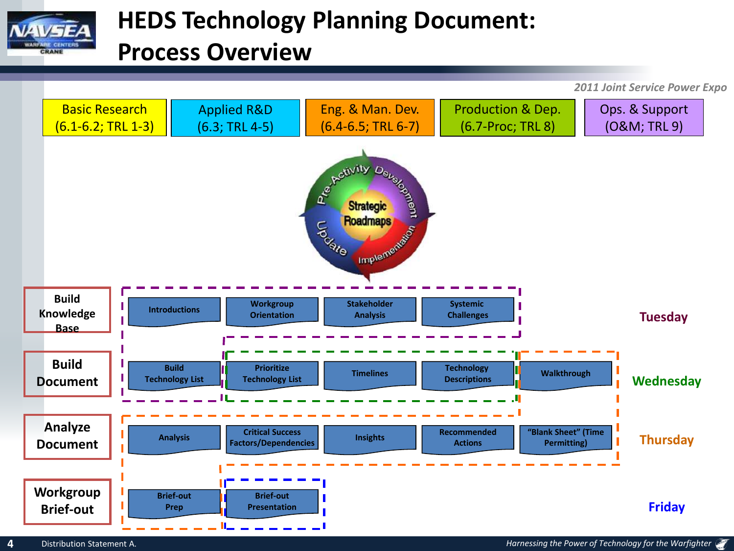# HEDS Technology Planning Document: Process Overview

*2011 Joint Service Power Expo*

| Basic Research (6.1-6.2; TRL 1-3) | Applied R&D (6.3; TRL 4-5) | Eng. & Man. Dev. (6.4-6.5; TRL 6-7) | Production & Dep. (6.7-Proc; TRL 8) | Ops. & Support (O&M; TRL 9) |
|---|---|---|---|---|

Strategic Roadmaps: Pre-Activity → Development → Implementation → Update

| Phase | Steps | Day |
|---|---|---|
| Build Knowledge Base | Introductions; Workgroup Orientation; Stakeholder Analysis; Systemic Challenges | Tuesday |
| Build Document | Build Technology List; Prioritize Technology List; Timelines; Technology Descriptions; Walkthrough | Wednesday |
| Analyze Document | Analysis; Critical Success Factors/Dependencies; Insights; Recommended Actions; "Blank Sheet" (Time Permitting) | Thursday |
| Workgroup Brief-out | Brief-out Prep; Brief-out Presentation | Friday |

Distribution Statement A.

*Harnessing the Power of Technology for the Warfighter*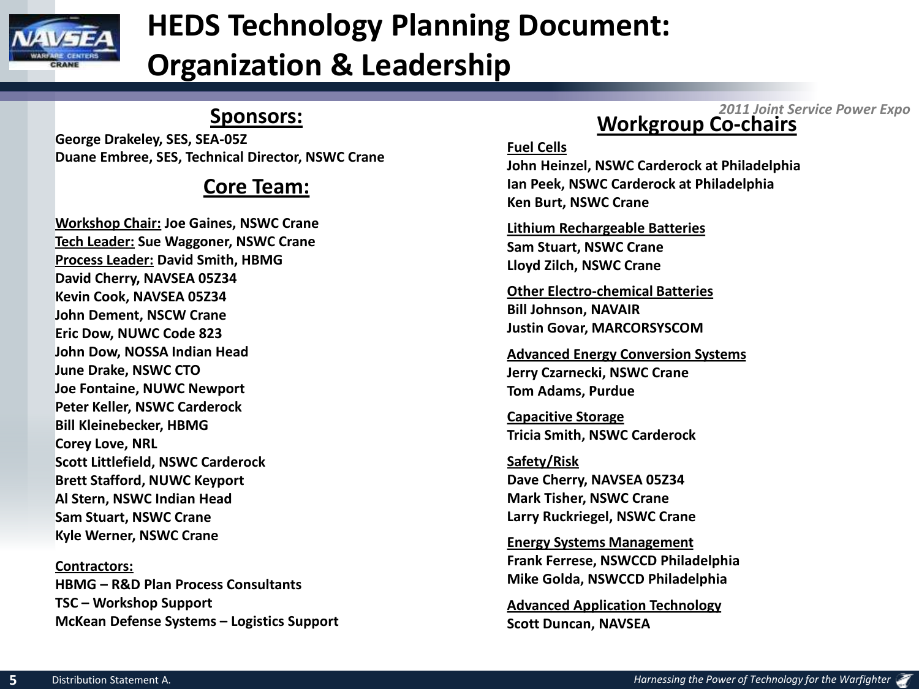# HEDS Technology Planning Document: Organization & Leadership

*2011 Joint Service Power Expo*

## Sponsors:

George Drakeley, SES, SEA-05Z
Duane Embree, SES, Technical Director, NSWC Crane

## Core Team:

Workshop Chair: Joe Gaines, NSWC Crane
Tech Leader: Sue Waggoner, NSWC Crane
Process Leader: David Smith, HBMG
David Cherry, NAVSEA 05Z34
Kevin Cook, NAVSEA 05Z34
John Dement, NSCW Crane
Eric Dow, NUWC Code 823
John Dow, NOSSA Indian Head
June Drake, NSWC CTO
Joe Fontaine, NUWC Newport
Peter Keller, NSWC Carderock
Bill Kleinebecker, HBMG
Corey Love, NRL
Scott Littlefield, NSWC Carderock
Brett Stafford, NUWC Keyport
Al Stern, NSWC Indian Head
Sam Stuart, NSWC Crane
Kyle Werner, NSWC Crane

**Contractors:**

HBMG – R&D Plan Process Consultants
TSC – Workshop Support
McKean Defense Systems – Logistics Support

## Workgroup Co-chairs

**Fuel Cells**
John Heinzel, NSWC Carderock at Philadelphia
Ian Peek, NSWC Carderock at Philadelphia
Ken Burt, NSWC Crane

**Lithium Rechargeable Batteries**
Sam Stuart, NSWC Crane
Lloyd Zilch, NSWC Crane

**Other Electro-chemical Batteries**
Bill Johnson, NAVAIR
Justin Govar, MARCORSYSCOM

**Advanced Energy Conversion Systems**
Jerry Czarnecki, NSWC Crane
Tom Adams, Purdue

**Capacitive Storage**
Tricia Smith, NSWC Carderock

**Safety/Risk**
Dave Cherry, NAVSEA 05Z34
Mark Tisher, NSWC Crane
Larry Ruckriegel, NSWC Crane

**Energy Systems Management**
Frank Ferrese, NSWCCD Philadelphia
Mike Golda, NSWCCD Philadelphia

**Advanced Application Technology**
Scott Duncan, NAVSEA

Distribution Statement A.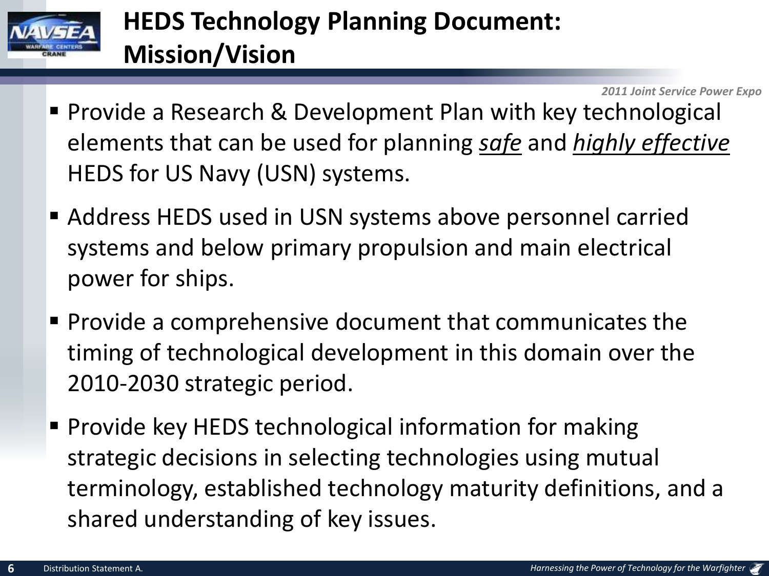# HEDS Technology Planning Document: Mission/Vision

- Provide a Research & Development Plan with key technological elements that can be used for planning <u>*safe*</u> and <u>*highly effective*</u> HEDS for US Navy (USN) systems.
- Address HEDS used in USN systems above personnel carried systems and below primary propulsion and main electrical power for ships.
- Provide a comprehensive document that communicates the timing of technological development in this domain over the 2010-2030 strategic period.
- Provide key HEDS technological information for making strategic decisions in selecting technologies using mutual terminology, established technology maturity definitions, and a shared understanding of key issues.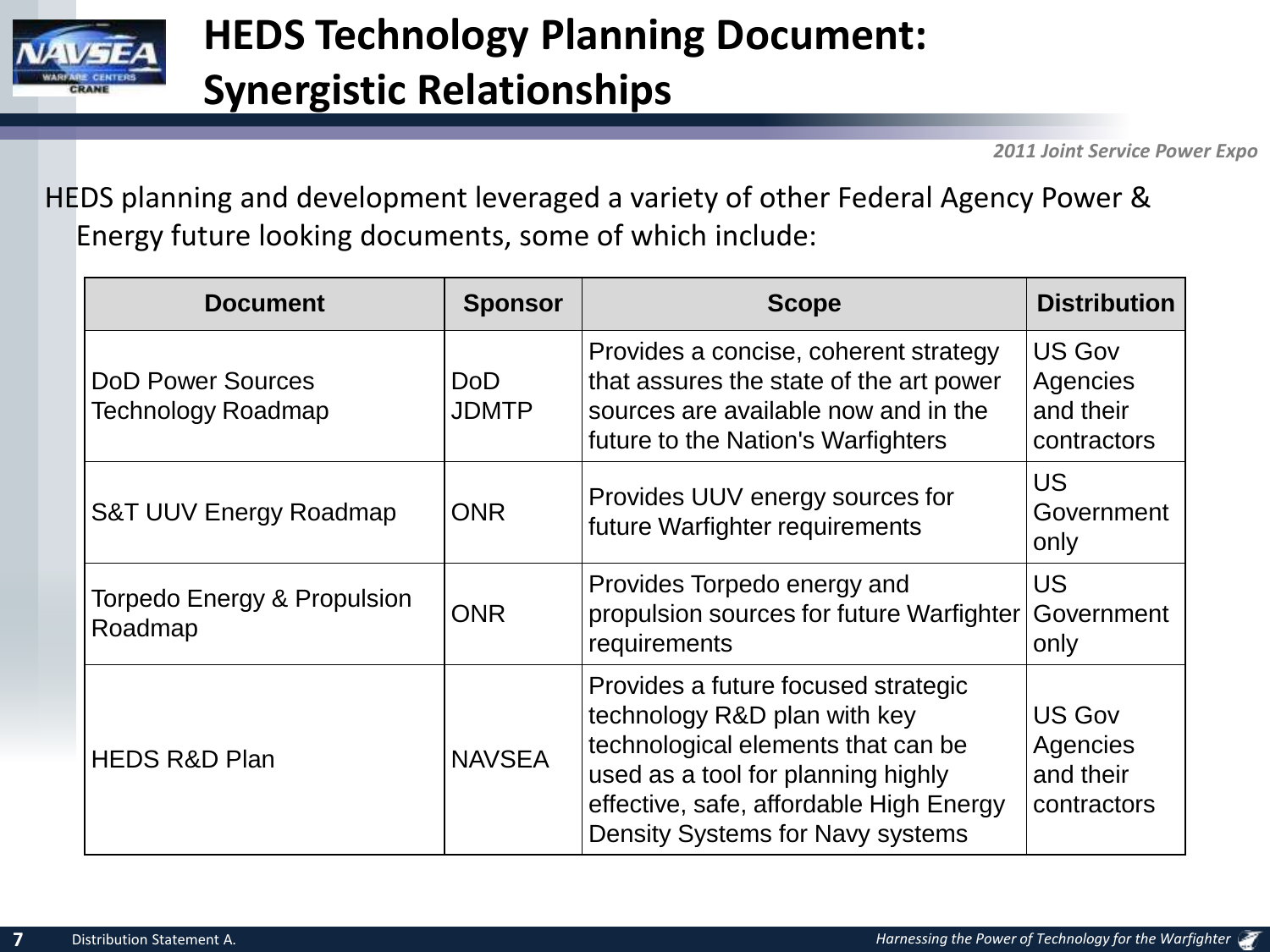# HEDS Technology Planning Document: Synergistic Relationships

*2011 Joint Service Power Expo*

HEDS planning and development leveraged a variety of other Federal Agency Power & Energy future looking documents, some of which include:

| Document | Sponsor | Scope | Distribution |
|---|---|---|---|
| DoD Power Sources Technology Roadmap | DoD JDMTP | Provides a concise, coherent strategy that assures the state of the art power sources are available now and in the future to the Nation's Warfighters | US Gov Agencies and their contractors |
| S&T UUV Energy Roadmap | ONR | Provides UUV energy sources for future Warfighter requirements | US Government only |
| Torpedo Energy & Propulsion Roadmap | ONR | Provides Torpedo energy and propulsion sources for future Warfighter requirements | US Government only |
| HEDS R&D Plan | NAVSEA | Provides a future focused strategic technology R&D plan with key technological elements that can be used as a tool for planning highly effective, safe, affordable High Energy Density Systems for Navy systems | US Gov Agencies and their contractors |

Distribution Statement A.

*Harnessing the Power of Technology for the Warfighter*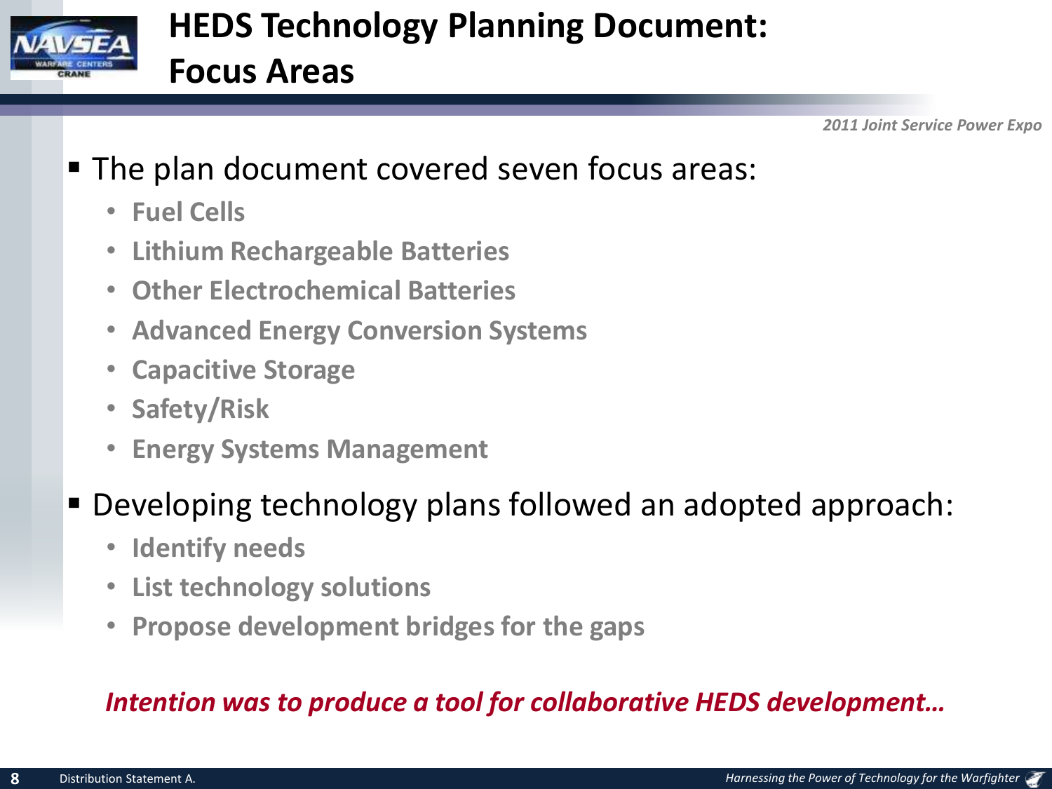# HEDS Technology Planning Document: Focus Areas

- The plan document covered seven focus areas:
  - **Fuel Cells**
  - **Lithium Rechargeable Batteries**
  - **Other Electrochemical Batteries**
  - **Advanced Energy Conversion Systems**
  - **Capacitive Storage**
  - **Safety/Risk**
  - **Energy Systems Management**
- Developing technology plans followed an adopted approach:
  - **Identify needs**
  - **List technology solutions**
  - **Propose development bridges for the gaps**

***Intention was to produce a tool for collaborative HEDS development…***

Distribution Statement A.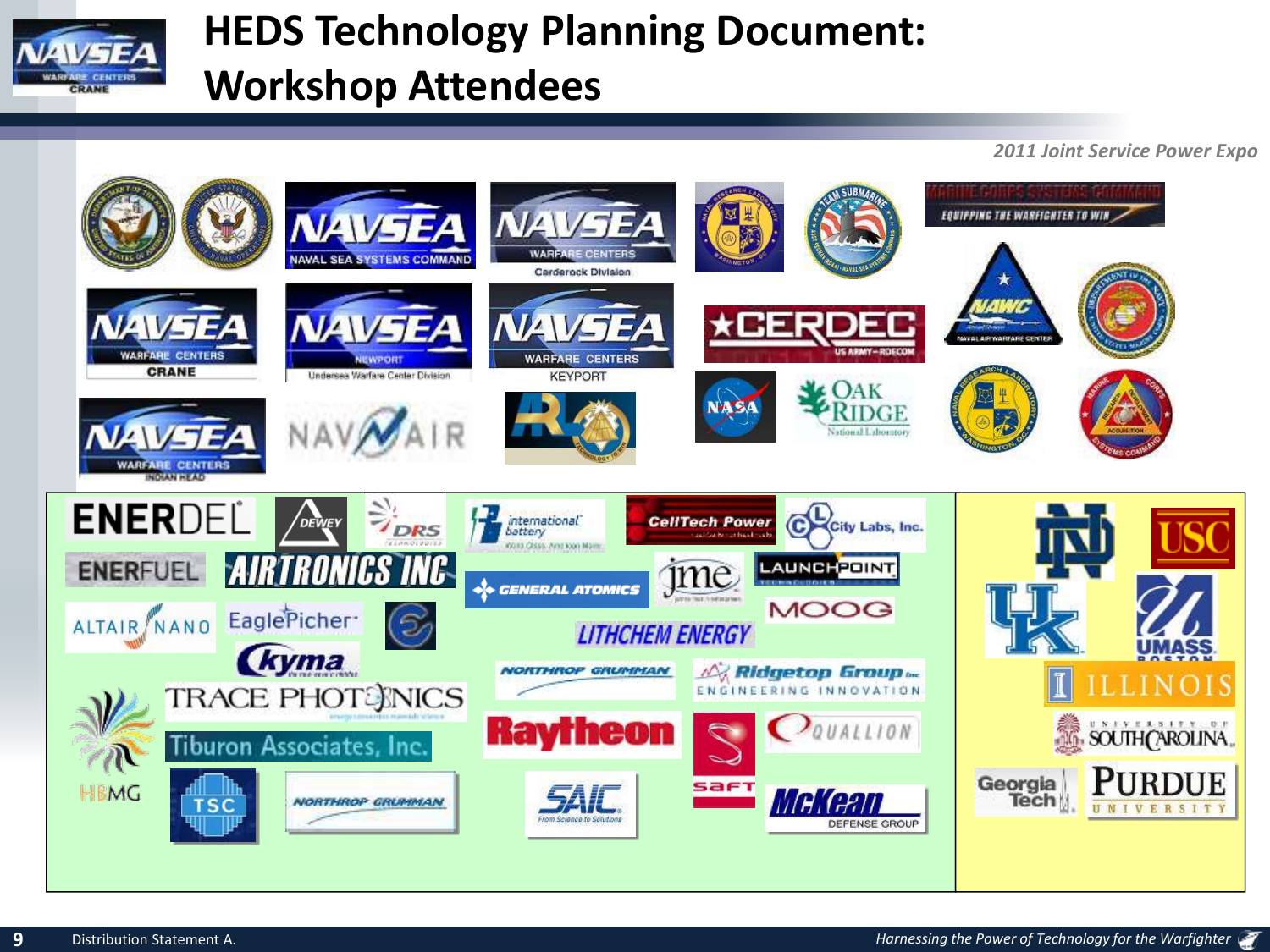# HEDS Technology Planning Document: Workshop Attendees

*2011 Joint Service Power Expo*

NAVSEA Naval Sea Systems Command

NAVSEA Warfare Centers Carderock Division

Marine Corps Systems Command – Equipping the Warfighter to Win

NAVSEA Warfare Centers Crane

NAVSEA Newport – Undersea Warfare Center Division

NAVSEA Warfare Centers Keyport

CERDEC – US Army – RDECOM

NAWC – Naval Air Warfare Center

NASA

Oak Ridge National Laboratory

NAVSEA Warfare Centers Indian Head

NAVAIR

ENERDEL

ENERFUEL

Dewey

DRS Technologies

International Battery

CellTech Power

City Labs, Inc.

Airtronics Inc

General Atomics

jme

LaunchPoint Technologies

Altair Nano

EaglePicher

Moog

LithChem Energy

Kyma

Northrop Grumman

Ridgetop Group Inc – Engineering Innovation

Trace Photonics

Raytheon

Quallion

Tiburon Associates, Inc.

Saft

HBMG

TSC

Northrop Grumman

SAIC – From Science to Solutions

McKean Defense Group

Notre Dame

USC

UK

UMass Boston

Illinois

University of South Carolina

Georgia Tech

Purdue University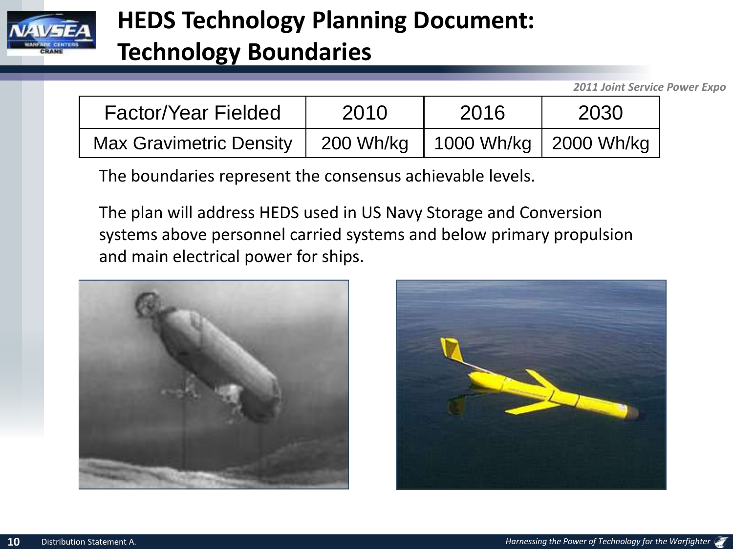# HEDS Technology Planning Document: Technology Boundaries

| Factor/Year Fielded | 2010 | 2016 | 2030 |
| --- | --- | --- | --- |
| Max Gravimetric Density | 200 Wh/kg | 1000 Wh/kg | 2000 Wh/kg |

The boundaries represent the consensus achievable levels.

The plan will address HEDS used in US Navy Storage and Conversion systems above personnel carried systems and below primary propulsion and main electrical power for ships.

Distribution Statement A.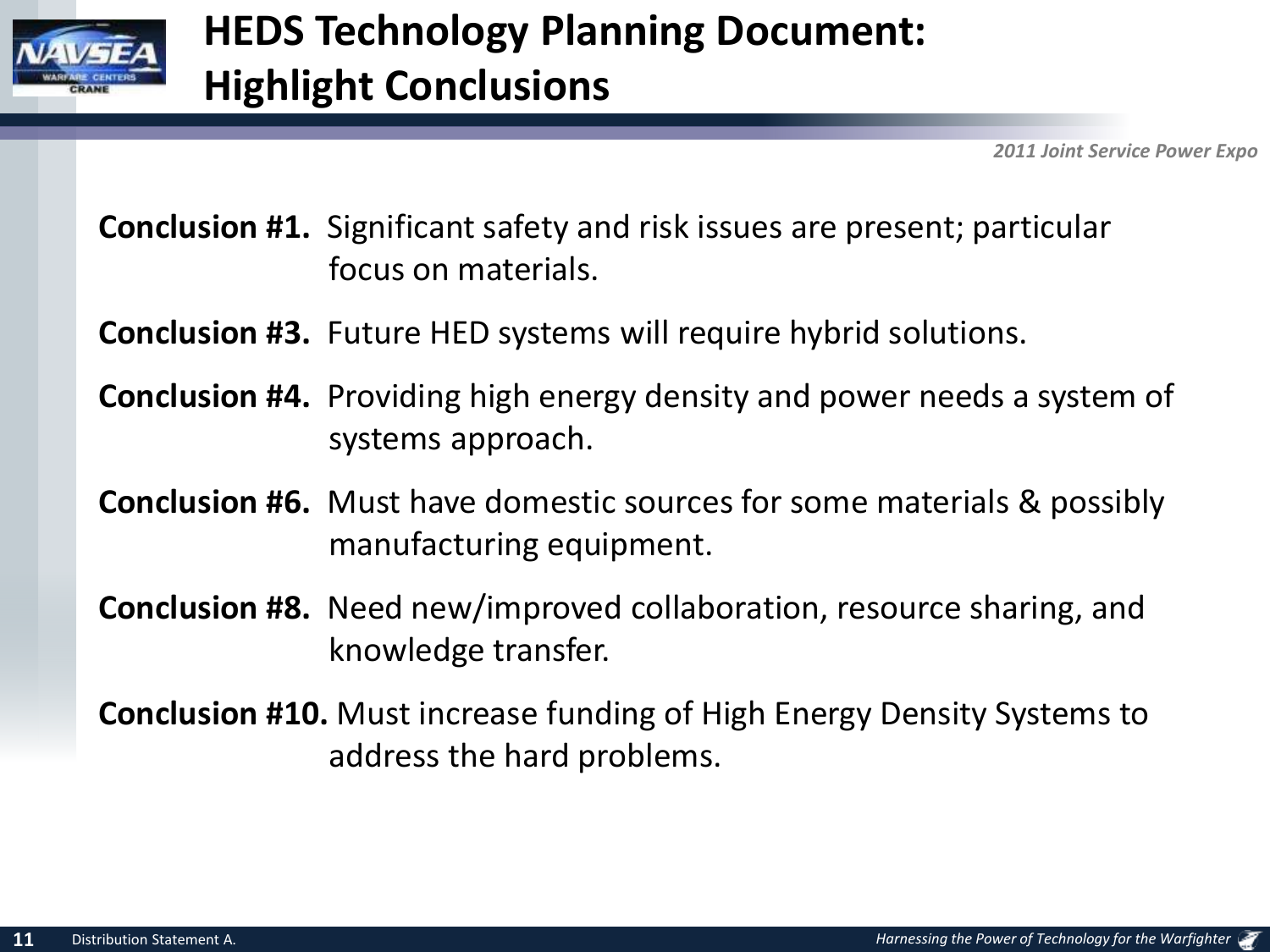# HEDS Technology Planning Document: Highlight Conclusions

**Conclusion #1.** Significant safety and risk issues are present; particular focus on materials.

**Conclusion #3.** Future HED systems will require hybrid solutions.

**Conclusion #4.** Providing high energy density and power needs a system of systems approach.

**Conclusion #6.** Must have domestic sources for some materials & possibly manufacturing equipment.

**Conclusion #8.** Need new/improved collaboration, resource sharing, and knowledge transfer.

**Conclusion #10.** Must increase funding of High Energy Density Systems to address the hard problems.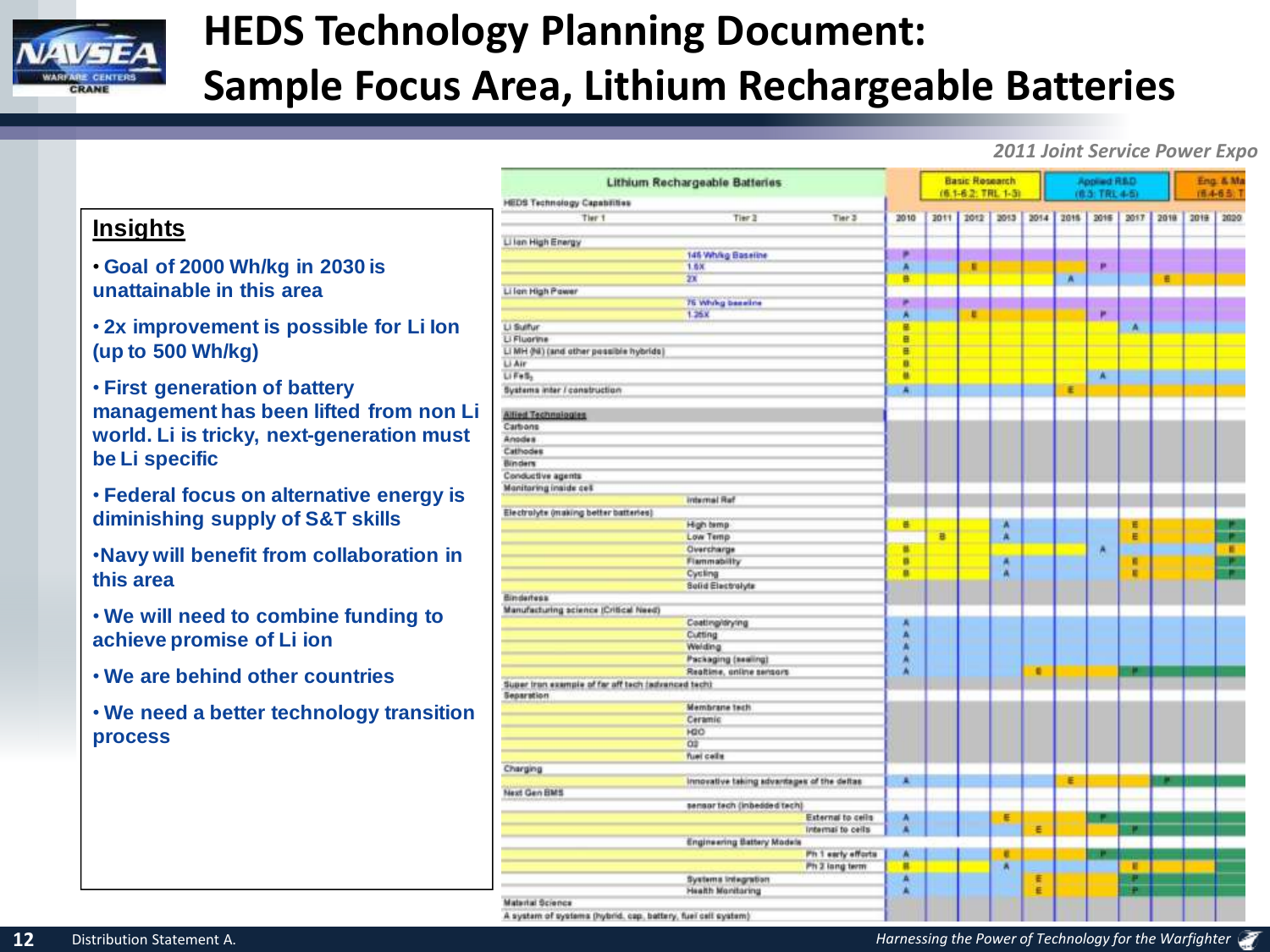# HEDS Technology Planning Document: Sample Focus Area, Lithium Rechargeable Batteries

*2011 Joint Service Power Expo*

## Insights

- **Goal of 2000 Wh/kg in 2030 is unattainable in this area**
- **2x improvement is possible for Li Ion (up to 500 Wh/kg)**
- **First generation of battery management has been lifted from non Li world. Li is tricky, next-generation must be Li specific**
- **Federal focus on alternative energy is diminishing supply of S&T skills**
- **Navy will benefit from collaboration in this area**
- **We will need to combine funding to achieve promise of Li ion**
- **We are behind other countries**
- **We need a better technology transition process**

| Lithium Rechargeable Batteries | | | Basic Research (6.1-6.2: TRL 1-3) | | | | Applied R&D (6.3: TRL 4-5) | | | | Eng. & Ma (6.4-6.5: T | | |
|---|---|---|---|---|---|---|---|---|---|---|---|---|---|
| HEDS Technology Capabilities | | | | | | | | | | | | | |
| Tier 1 | Tier 2 | Tier 3 | 2010 | 2011 | 2012 | 2013 | 2014 | 2015 | 2016 | 2017 | 2018 | 2019 | 2020 |
| Li Ion High Energy | | | | | | | | | | | | | |
| | 145 Wh/kg Baseline | | P | | | | | | | | | | |
| | 1.5X | | A | | E | | | | P | | | | |
| | 2X | | B | | | | | A | | | E | | |
| Li Ion High Power | | | | | | | | | | | | | |
| | 75 Wh/kg baseline | | P | | | | | | | | | | |
| | 1.25X | | A | | E | | | | P | | | | |
| Li Sulfur | | | B | | | | | | | A | | | |
| Li Fluorine | | | B | | | | | | | | | | |
| Li MH (Ni) (and other possible hybrids) | | | B | | | | | | | | | | |
| Li Air | | | B | | | | | | | | | | |
| Li FeS₂ | | | B | | | | | | A | | | | |
| Systems inter / construction | | | A | | | | | E | | | | | |
| Allied Technologies | | | | | | | | | | | | | |
| Carbons | | | | | | | | | | | | | |
| Anodes | | | | | | | | | | | | | |
| Cathodes | | | | | | | | | | | | | |
| Binders | | | | | | | | | | | | | |
| Conductive agents | | | | | | | | | | | | | |
| Monitoring inside cell | | | | | | | | | | | | | |
| | Internal Ref | | | | | | | | | | | | |
| Electrolyte (making better batteries) | | | | | | | | | | | | | |
| | High temp | | B | | | A | | | | E | | | P |
| | Low Temp | | | B | | A | | | | E | | | P |
| | Overcharge | | B | | | | | | A | | | | E |
| | Flammability | | B | | | A | | | | E | | | P |
| | Cycling | | B | | | A | | | | E | | | P |
| | Solid Electrolyte | | | | | | | | | | | | |
| Binderless | | | | | | | | | | | | | |
| Manufacturing science (Critical Need) | | | | | | | | | | | | | |
| | Coating/drying | | A | | | | | | | | | | |
| | Cutting | | A | | | | | | | | | | |
| | Welding | | A | | | | | | | | | | |
| | Packaging (sealing) | | A | | | | | | | | | | |
| | Realtime, online sensors | | A | | | | E | | | P | | | |
| Super iron example of far off tech (advanced tech) | | | | | | | | | | | | | |
| Separation | | | | | | | | | | | | | |
| | Membrane tech | | | | | | | | | | | | |
| | Ceramic | | | | | | | | | | | | |
| | H2O | | | | | | | | | | | | |
| | O2 | | | | | | | | | | | | |
| | fuel cells | | | | | | | | | | | | |
| Charging | | | | | | | | | | | | | |
| | Innovative taking advantages of the deltas | | A | | | | | E | | | P | | |
| Next Gen BMS | | | | | | | | | | | | | |
| | sensor tech (inbedded tech) | | | | | | | | | | | | |
| | | External to cells | A | | | E | | | P | | | | |
| | | Internal to cells | A | | | | E | | | P | | | |
| | Engineering Battery Models | | | | | | | | | | | | |
| | | Ph 1 early efforts | A | | | E | | | P | | | | |
| | | Ph 2 long term | B | | | A | | | | E | | | |
| | Systems Integration | | A | | | | E | | | P | | | |
| | Health Monitoring | | A | | | | E | | | P | | | |
| Material Science | | | | | | | | | | | | | |
| A system of systems (hybrid, cap, battery, fuel cell system) | | | | | | | | | | | | | |

Distribution Statement A.

*Harnessing the Power of Technology for the Warfighter*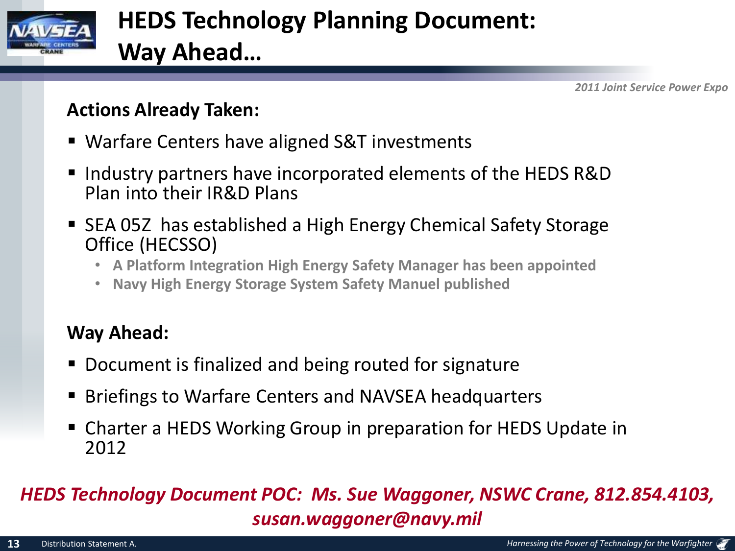# HEDS Technology Planning Document: Way Ahead…

## Actions Already Taken:

- Warfare Centers have aligned S&T investments
- Industry partners have incorporated elements of the HEDS R&D Plan into their IR&D Plans
- SEA 05Z has established a High Energy Chemical Safety Storage Office (HECSSO)
  - **A Platform Integration High Energy Safety Manager has been appointed**
  - **Navy High Energy Storage System Safety Manuel published**

## Way Ahead:

- Document is finalized and being routed for signature
- Briefings to Warfare Centers and NAVSEA headquarters
- Charter a HEDS Working Group in preparation for HEDS Update in 2012

***HEDS Technology Document POC: Ms. Sue Waggoner, NSWC Crane, 812.854.4103, susan.waggoner@navy.mil***

Distribution Statement A.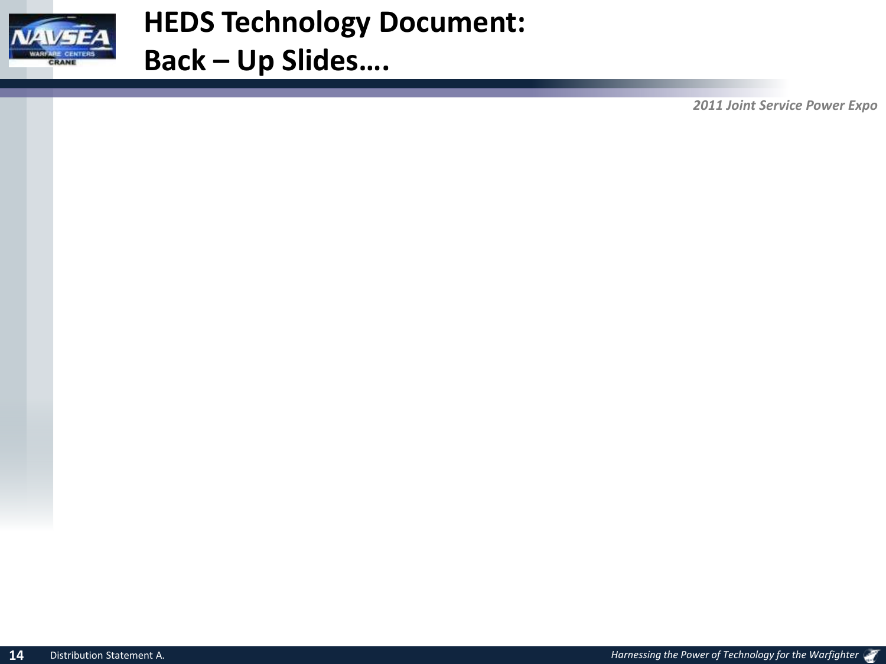# HEDS Technology Document: Back – Up Slides….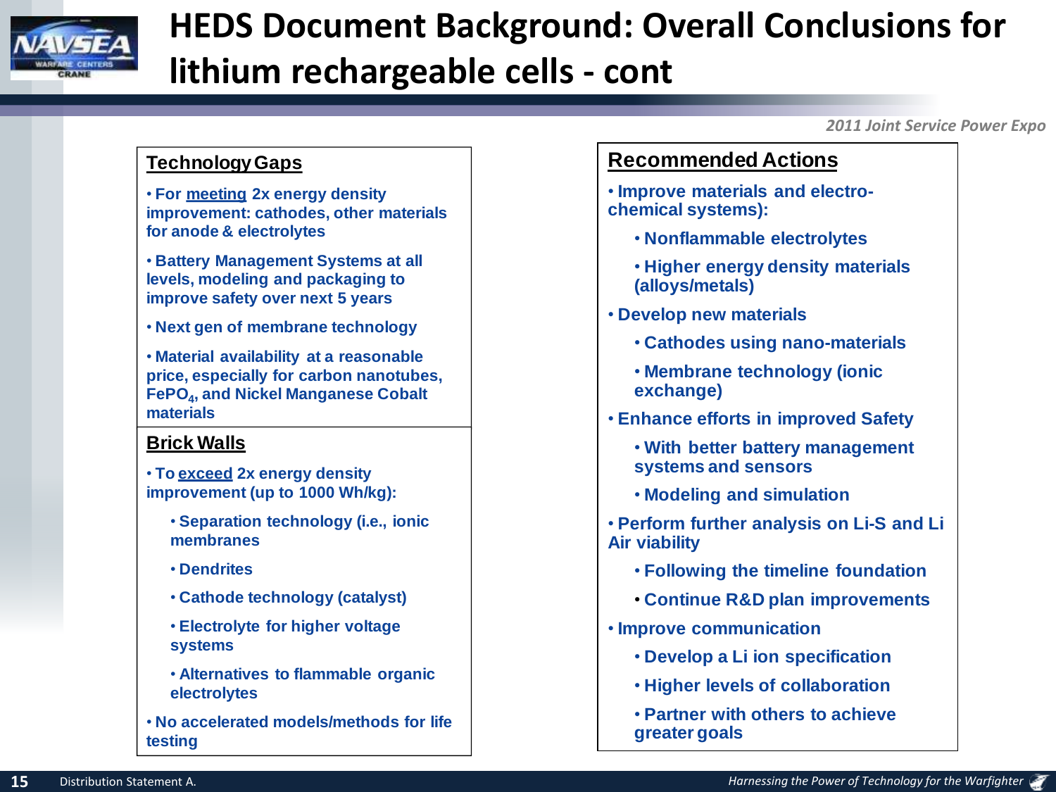# HEDS Document Background: Overall Conclusions for lithium rechargeable cells - cont

*2011 Joint Service Power Expo*

## Technology Gaps

- For meeting 2x energy density improvement: cathodes, other materials for anode & electrolytes
- Battery Management Systems at all levels, modeling and packaging to improve safety over next 5 years
- Next gen of membrane technology
- Material availability at a reasonable price, especially for carbon nanotubes, $FePO_4$, and Nickel Manganese Cobalt materials

## Brick Walls

- To exceed 2x energy density improvement (up to 1000 Wh/kg):
  - Separation technology (i.e., ionic membranes
  - Dendrites
  - Cathode technology (catalyst)
  - Electrolyte for higher voltage systems
  - Alternatives to flammable organic electrolytes
- No accelerated models/methods for life testing

## Recommended Actions

- Improve materials and electro-chemical systems):
  - Nonflammable electrolytes
  - Higher energy density materials (alloys/metals)
- Develop new materials
  - Cathodes using nano-materials
  - Membrane technology (ionic exchange)
- Enhance efforts in improved Safety
  - With better battery management systems and sensors
  - Modeling and simulation
- Perform further analysis on Li-S and Li Air viability
  - Following the timeline foundation
  - Continue R&D plan improvements
- Improve communication
  - Develop a Li ion specification
  - Higher levels of collaboration
  - Partner with others to achieve greater goals

Distribution Statement A.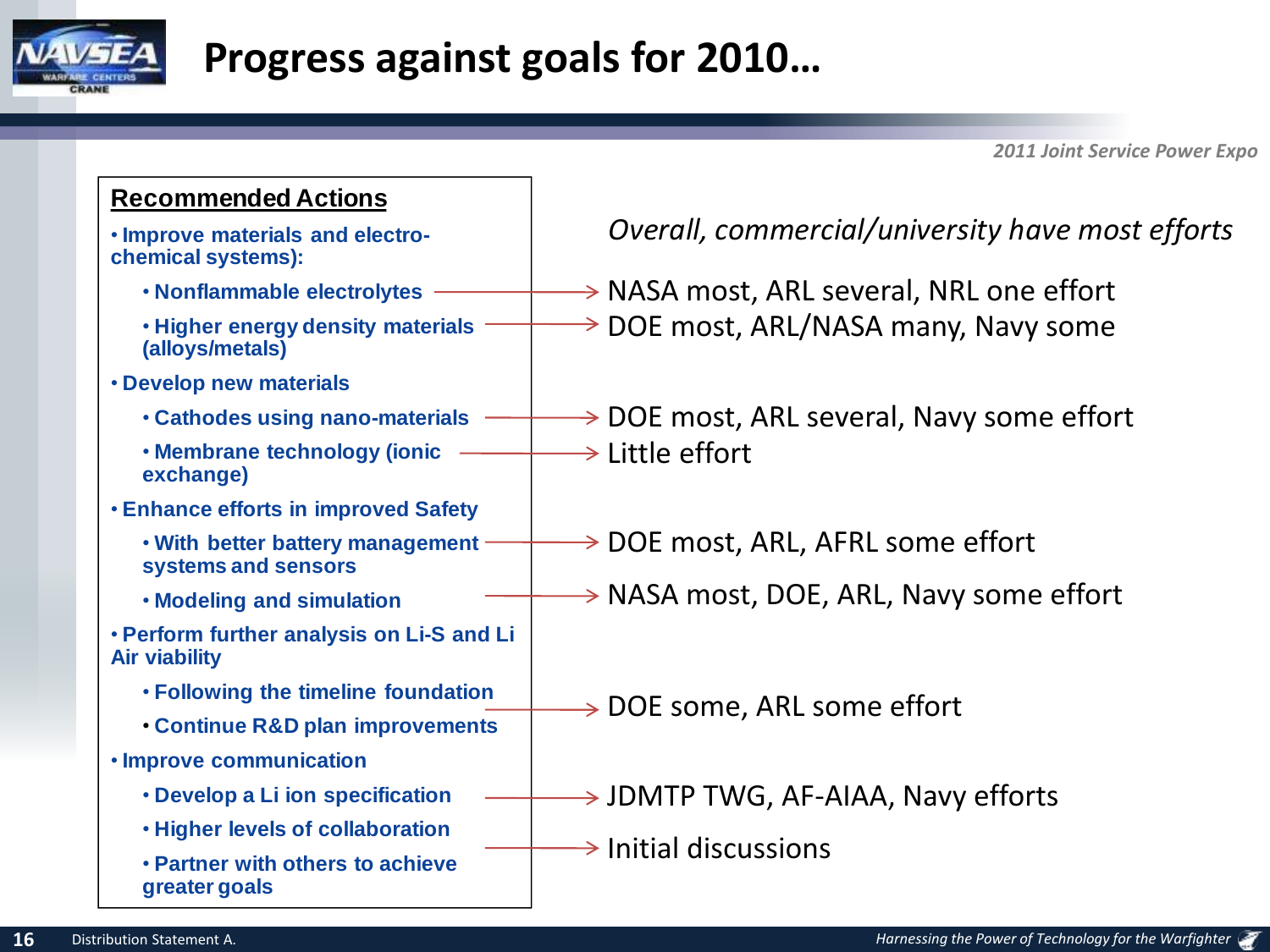# Progress against goals for 2010…

2011 Joint Service Power Expo

*Overall, commercial/university have most efforts*

**Recommended Actions**

- **Improve materials and electro-chemical systems):**
  - **Nonflammable electrolytes** → NASA most, ARL several, NRL one effort
  - **Higher energy density materials (alloys/metals)** → DOE most, ARL/NASA many, Navy some
- **Develop new materials**
  - **Cathodes using nano-materials** → DOE most, ARL several, Navy some effort
  - **Membrane technology (ionic exchange)** → Little effort
- **Enhance efforts in improved Safety**
  - **With better battery management systems and sensors** → DOE most, ARL, AFRL some effort
  - **Modeling and simulation** → NASA most, DOE, ARL, Navy some effort
- **Perform further analysis on Li-S and Li Air viability**
  - **Following the timeline foundation**
  - **Continue R&D plan improvements** → DOE some, ARL some effort
- **Improve communication**
  - **Develop a Li ion specification** → JDMTP TWG, AF-AIAA, Navy efforts
  - **Higher levels of collaboration**
  - **Partner with others to achieve greater goals** → Initial discussions

Distribution Statement A.

Harnessing the Power of Technology for the Warfighter